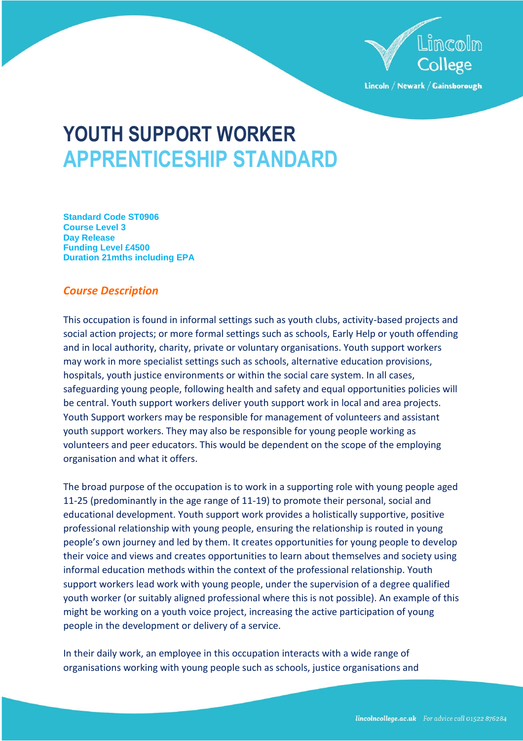# YOUTH SUPPORT WORKER
# APPRENTICESHIP STANDARD

**Standard Code ST0906**
**Course Level 3**
**Day Release**
**Funding Level £4500**
**Duration 21mths including EPA**

## *Course Description*

This occupation is found in informal settings such as youth clubs, activity-based projects and social action projects; or more formal settings such as schools, Early Help or youth offending and in local authority, charity, private or voluntary organisations. Youth support workers may work in more specialist settings such as schools, alternative education provisions, hospitals, youth justice environments or within the social care system. In all cases, safeguarding young people, following health and safety and equal opportunities policies will be central. Youth support workers deliver youth support work in local and area projects. Youth Support workers may be responsible for management of volunteers and assistant youth support workers. They may also be responsible for young people working as volunteers and peer educators. This would be dependent on the scope of the employing organisation and what it offers.

The broad purpose of the occupation is to work in a supporting role with young people aged 11-25 (predominantly in the age range of 11-19) to promote their personal, social and educational development. Youth support work provides a holistically supportive, positive professional relationship with young people, ensuring the relationship is routed in young people's own journey and led by them. It creates opportunities for young people to develop their voice and views and creates opportunities to learn about themselves and society using informal education methods within the context of the professional relationship. Youth support workers lead work with young people, under the supervision of a degree qualified youth worker (or suitably aligned professional where this is not possible). An example of this might be working on a youth voice project, increasing the active participation of young people in the development or delivery of a service.

In their daily work, an employee in this occupation interacts with a wide range of organisations working with young people such as schools, justice organisations and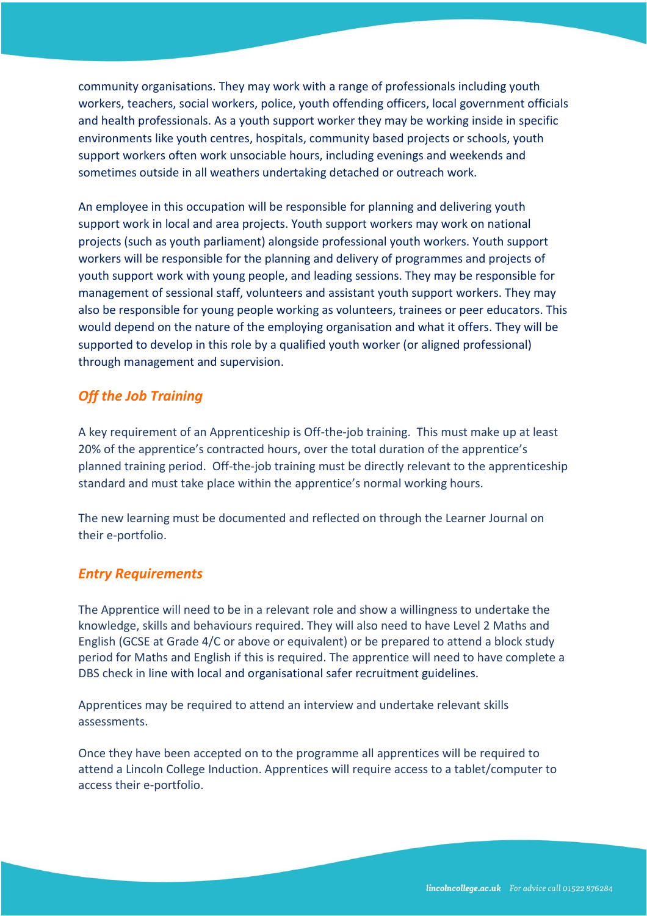community organisations. They may work with a range of professionals including youth workers, teachers, social workers, police, youth offending officers, local government officials and health professionals. As a youth support worker they may be working inside in specific environments like youth centres, hospitals, community based projects or schools, youth support workers often work unsociable hours, including evenings and weekends and sometimes outside in all weathers undertaking detached or outreach work.

An employee in this occupation will be responsible for planning and delivering youth support work in local and area projects. Youth support workers may work on national projects (such as youth parliament) alongside professional youth workers. Youth support workers will be responsible for the planning and delivery of programmes and projects of youth support work with young people, and leading sessions. They may be responsible for management of sessional staff, volunteers and assistant youth support workers. They may also be responsible for young people working as volunteers, trainees or peer educators. This would depend on the nature of the employing organisation and what it offers. They will be supported to develop in this role by a qualified youth worker (or aligned professional) through management and supervision.

## *Off the Job Training*

A key requirement of an Apprenticeship is Off-the-job training. This must make up at least 20% of the apprentice's contracted hours, over the total duration of the apprentice's planned training period. Off-the-job training must be directly relevant to the apprenticeship standard and must take place within the apprentice's normal working hours.

The new learning must be documented and reflected on through the Learner Journal on their e-portfolio.

## *Entry Requirements*

The Apprentice will need to be in a relevant role and show a willingness to undertake the knowledge, skills and behaviours required. They will also need to have Level 2 Maths and English (GCSE at Grade 4/C or above or equivalent) or be prepared to attend a block study period for Maths and English if this is required. The apprentice will need to have complete a DBS check in line with local and organisational safer recruitment guidelines.

Apprentices may be required to attend an interview and undertake relevant skills assessments.

Once they have been accepted on to the programme all apprentices will be required to attend a Lincoln College Induction. Apprentices will require access to a tablet/computer to access their e-portfolio.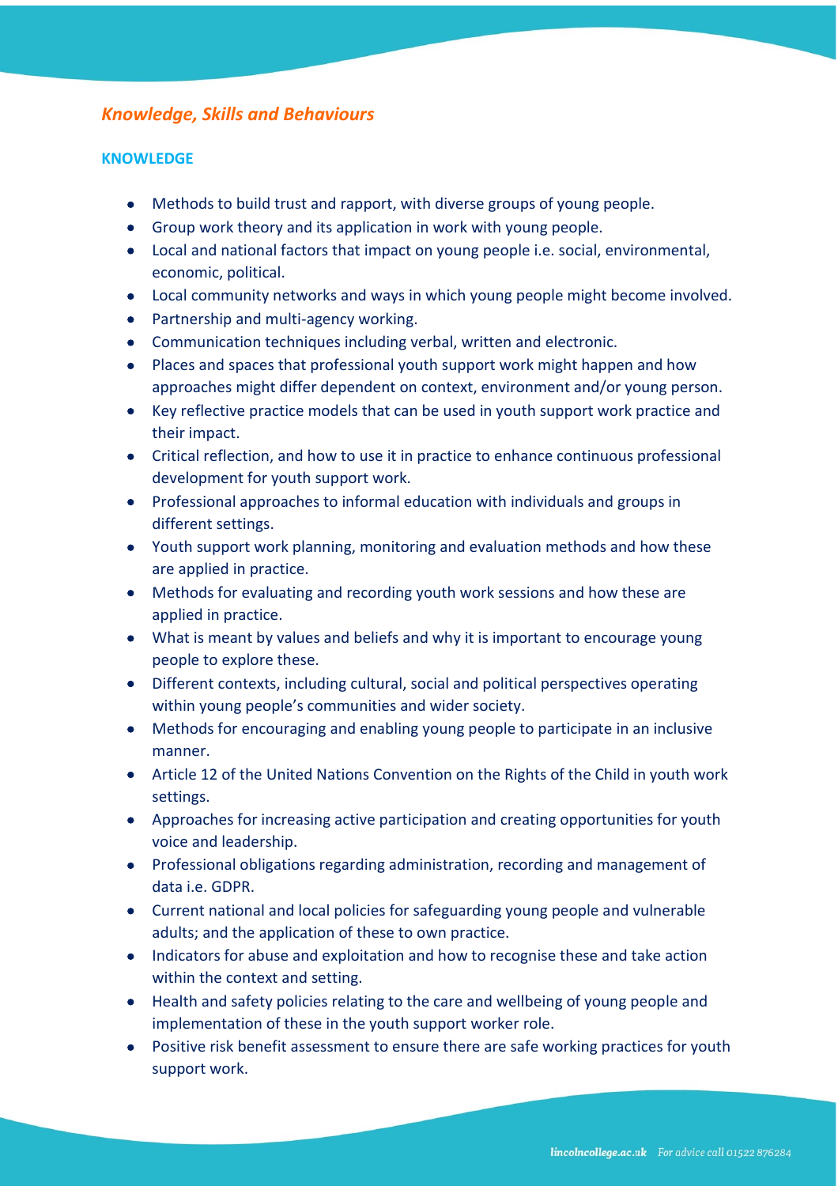## *Knowledge, Skills and Behaviours*

### KNOWLEDGE

- Methods to build trust and rapport, with diverse groups of young people.
- Group work theory and its application in work with young people.
- Local and national factors that impact on young people i.e. social, environmental, economic, political.
- Local community networks and ways in which young people might become involved.
- Partnership and multi-agency working.
- Communication techniques including verbal, written and electronic.
- Places and spaces that professional youth support work might happen and how approaches might differ dependent on context, environment and/or young person.
- Key reflective practice models that can be used in youth support work practice and their impact.
- Critical reflection, and how to use it in practice to enhance continuous professional development for youth support work.
- Professional approaches to informal education with individuals and groups in different settings.
- Youth support work planning, monitoring and evaluation methods and how these are applied in practice.
- Methods for evaluating and recording youth work sessions and how these are applied in practice.
- What is meant by values and beliefs and why it is important to encourage young people to explore these.
- Different contexts, including cultural, social and political perspectives operating within young people's communities and wider society.
- Methods for encouraging and enabling young people to participate in an inclusive manner.
- Article 12 of the United Nations Convention on the Rights of the Child in youth work settings.
- Approaches for increasing active participation and creating opportunities for youth voice and leadership.
- Professional obligations regarding administration, recording and management of data i.e. GDPR.
- Current national and local policies for safeguarding young people and vulnerable adults; and the application of these to own practice.
- Indicators for abuse and exploitation and how to recognise these and take action within the context and setting.
- Health and safety policies relating to the care and wellbeing of young people and implementation of these in the youth support worker role.
- Positive risk benefit assessment to ensure there are safe working practices for youth support work.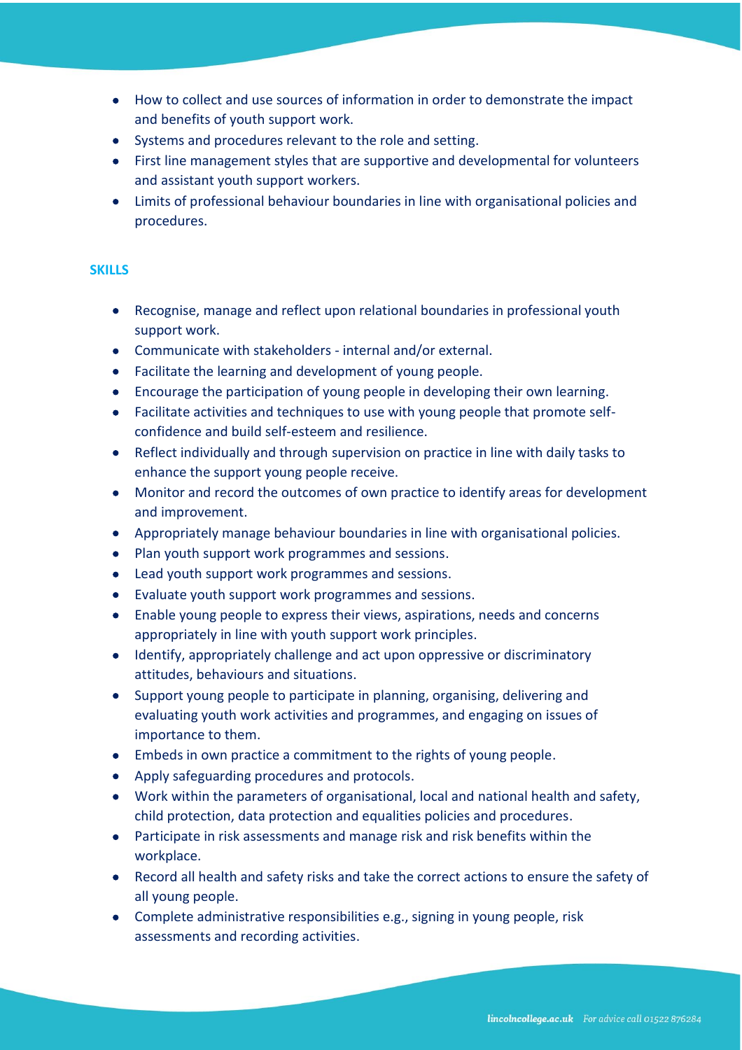- How to collect and use sources of information in order to demonstrate the impact and benefits of youth support work.
- Systems and procedures relevant to the role and setting.
- First line management styles that are supportive and developmental for volunteers and assistant youth support workers.
- Limits of professional behaviour boundaries in line with organisational policies and procedures.

**SKILLS**

- Recognise, manage and reflect upon relational boundaries in professional youth support work.
- Communicate with stakeholders - internal and/or external.
- Facilitate the learning and development of young people.
- Encourage the participation of young people in developing their own learning.
- Facilitate activities and techniques to use with young people that promote self-confidence and build self-esteem and resilience.
- Reflect individually and through supervision on practice in line with daily tasks to enhance the support young people receive.
- Monitor and record the outcomes of own practice to identify areas for development and improvement.
- Appropriately manage behaviour boundaries in line with organisational policies.
- Plan youth support work programmes and sessions.
- Lead youth support work programmes and sessions.
- Evaluate youth support work programmes and sessions.
- Enable young people to express their views, aspirations, needs and concerns appropriately in line with youth support work principles.
- Identify, appropriately challenge and act upon oppressive or discriminatory attitudes, behaviours and situations.
- Support young people to participate in planning, organising, delivering and evaluating youth work activities and programmes, and engaging on issues of importance to them.
- Embeds in own practice a commitment to the rights of young people.
- Apply safeguarding procedures and protocols.
- Work within the parameters of organisational, local and national health and safety, child protection, data protection and equalities policies and procedures.
- Participate in risk assessments and manage risk and risk benefits within the workplace.
- Record all health and safety risks and take the correct actions to ensure the safety of all young people.
- Complete administrative responsibilities e.g., signing in young people, risk assessments and recording activities.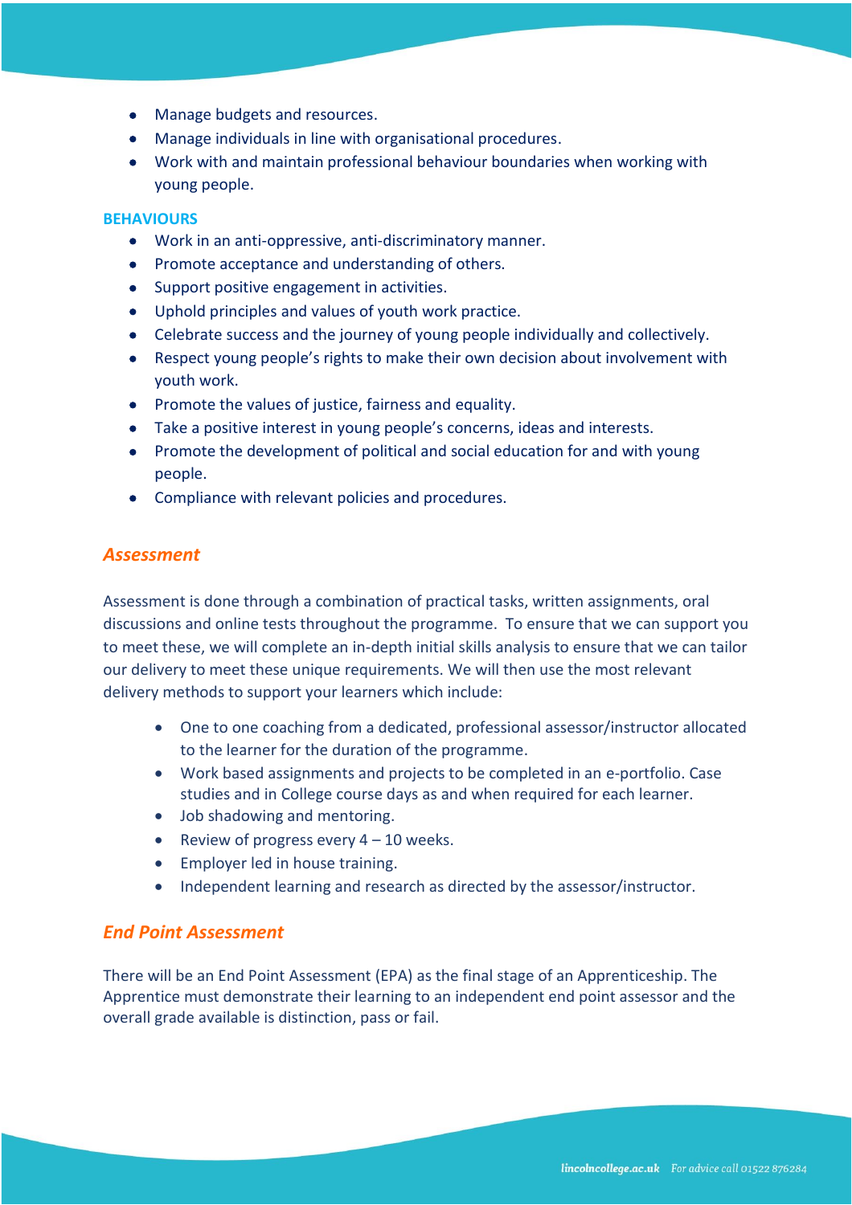- Manage budgets and resources.
- Manage individuals in line with organisational procedures.
- Work with and maintain professional behaviour boundaries when working with young people.

**BEHAVIOURS**

- Work in an anti-oppressive, anti-discriminatory manner.
- Promote acceptance and understanding of others.
- Support positive engagement in activities.
- Uphold principles and values of youth work practice.
- Celebrate success and the journey of young people individually and collectively.
- Respect young people's rights to make their own decision about involvement with youth work.
- Promote the values of justice, fairness and equality.
- Take a positive interest in young people's concerns, ideas and interests.
- Promote the development of political and social education for and with young people.
- Compliance with relevant policies and procedures.

## *Assessment*

Assessment is done through a combination of practical tasks, written assignments, oral discussions and online tests throughout the programme. To ensure that we can support you to meet these, we will complete an in-depth initial skills analysis to ensure that we can tailor our delivery to meet these unique requirements. We will then use the most relevant delivery methods to support your learners which include:

- One to one coaching from a dedicated, professional assessor/instructor allocated to the learner for the duration of the programme.
- Work based assignments and projects to be completed in an e-portfolio. Case studies and in College course days as and when required for each learner.
- Job shadowing and mentoring.
- Review of progress every 4 – 10 weeks.
- Employer led in house training.
- Independent learning and research as directed by the assessor/instructor.

## *End Point Assessment*

There will be an End Point Assessment (EPA) as the final stage of an Apprenticeship. The Apprentice must demonstrate their learning to an independent end point assessor and the overall grade available is distinction, pass or fail.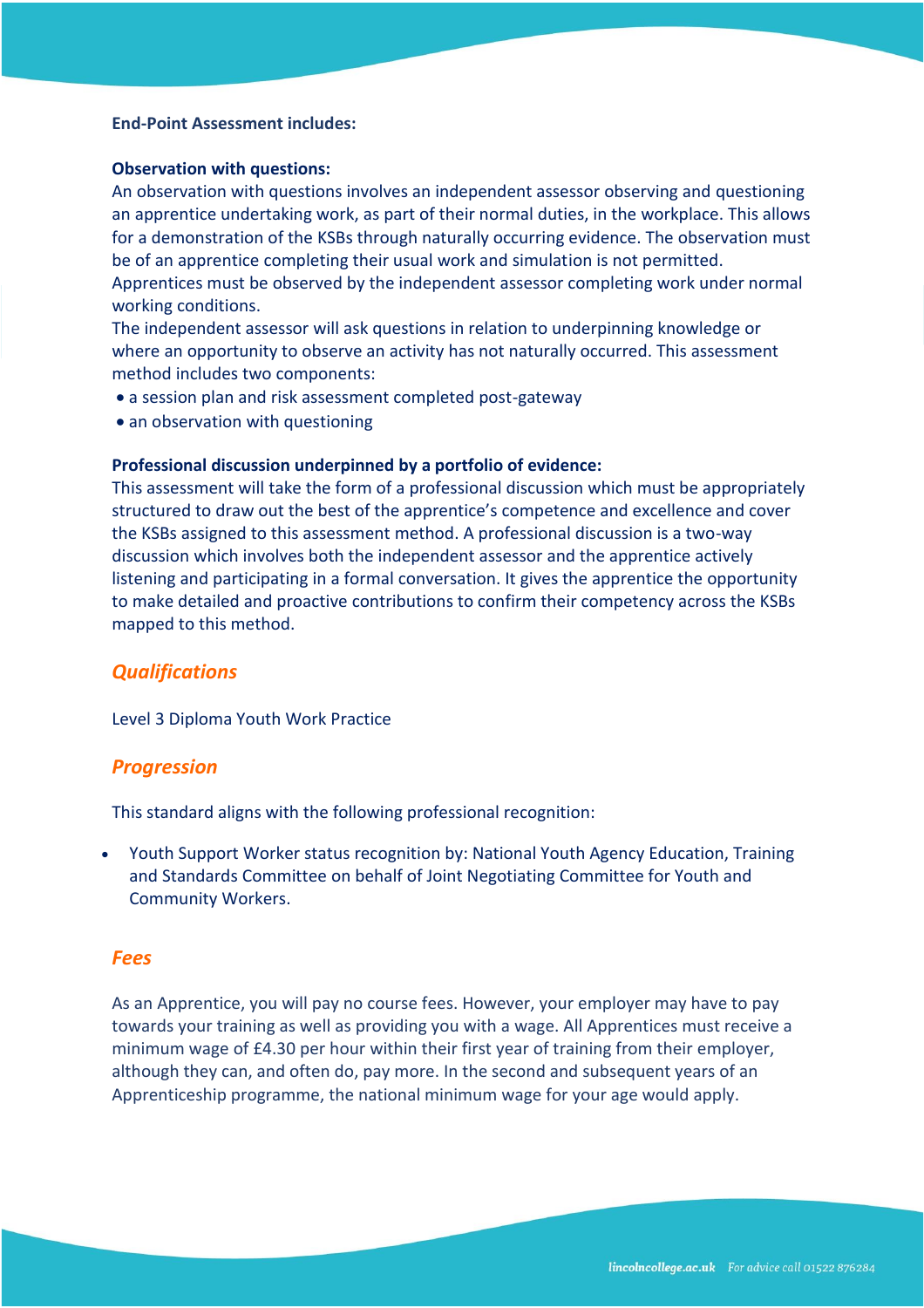**End-Point Assessment includes:**

**Observation with questions:**
An observation with questions involves an independent assessor observing and questioning an apprentice undertaking work, as part of their normal duties, in the workplace. This allows for a demonstration of the KSBs through naturally occurring evidence. The observation must be of an apprentice completing their usual work and simulation is not permitted. Apprentices must be observed by the independent assessor completing work under normal working conditions.
The independent assessor will ask questions in relation to underpinning knowledge or where an opportunity to observe an activity has not naturally occurred. This assessment method includes two components:

- a session plan and risk assessment completed post-gateway
- an observation with questioning

**Professional discussion underpinned by a portfolio of evidence:**
This assessment will take the form of a professional discussion which must be appropriately structured to draw out the best of the apprentice's competence and excellence and cover the KSBs assigned to this assessment method. A professional discussion is a two-way discussion which involves both the independent assessor and the apprentice actively listening and participating in a formal conversation. It gives the apprentice the opportunity to make detailed and proactive contributions to confirm their competency across the KSBs mapped to this method.

## *Qualifications*

Level 3 Diploma Youth Work Practice

## *Progression*

This standard aligns with the following professional recognition:

- Youth Support Worker status recognition by: National Youth Agency Education, Training and Standards Committee on behalf of Joint Negotiating Committee for Youth and Community Workers.

## *Fees*

As an Apprentice, you will pay no course fees. However, your employer may have to pay towards your training as well as providing you with a wage. All Apprentices must receive a minimum wage of £4.30 per hour within their first year of training from their employer, although they can, and often do, pay more. In the second and subsequent years of an Apprenticeship programme, the national minimum wage for your age would apply.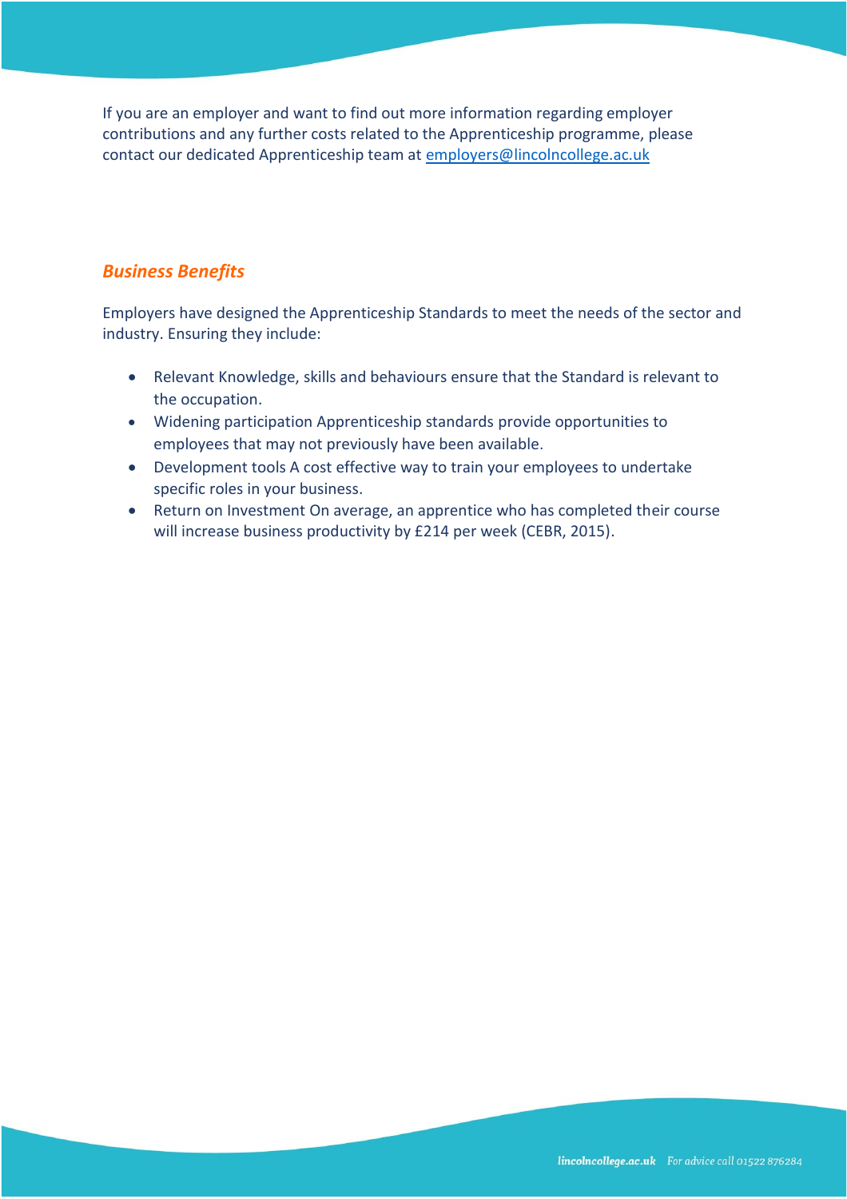If you are an employer and want to find out more information regarding employer contributions and any further costs related to the Apprenticeship programme, please contact our dedicated Apprenticeship team at employers@lincolncollege.ac.uk

### *Business Benefits*

Employers have designed the Apprenticeship Standards to meet the needs of the sector and industry. Ensuring they include:

- Relevant Knowledge, skills and behaviours ensure that the Standard is relevant to the occupation.
- Widening participation Apprenticeship standards provide opportunities to employees that may not previously have been available.
- Development tools A cost effective way to train your employees to undertake specific roles in your business.
- Return on Investment On average, an apprentice who has completed their course will increase business productivity by £214 per week (CEBR, 2015).